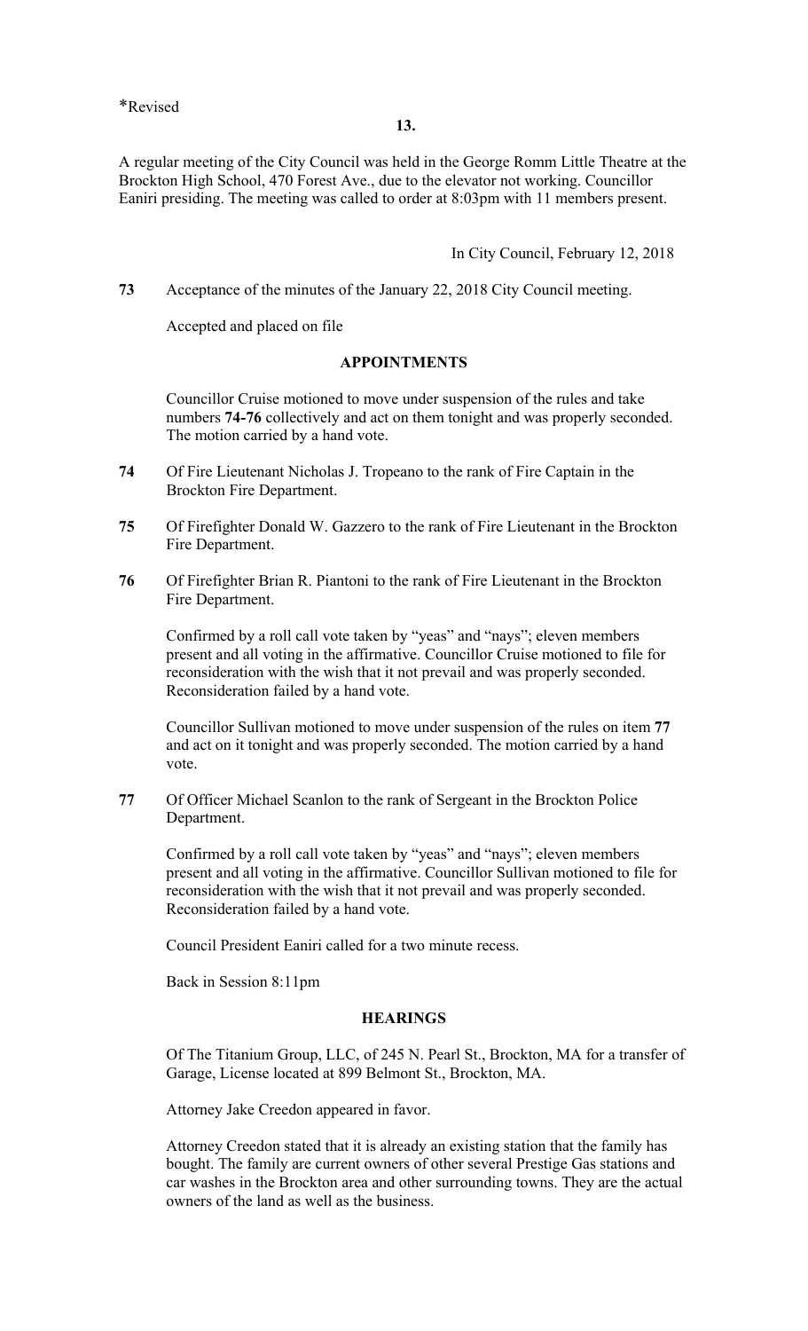*Revised

**13.**

A regular meeting of the City Council was held in the George Romm Little Theatre at the Brockton High School, 470 Forest Ave., due to the elevator not working. Councillor Eaniri presiding. The meeting was called to order at 8:03pm with 11 members present.

In City Council, February 12, 2018

**73** Acceptance of the minutes of the January 22, 2018 City Council meeting.

Accepted and placed on file

## APPOINTMENTS

Councillor Cruise motioned to move under suspension of the rules and take numbers **74-76** collectively and act on them tonight and was properly seconded. The motion carried by a hand vote.

**74** Of Fire Lieutenant Nicholas J. Tropeano to the rank of Fire Captain in the Brockton Fire Department.

**75** Of Firefighter Donald W. Gazzero to the rank of Fire Lieutenant in the Brockton Fire Department.

**76** Of Firefighter Brian R. Piantoni to the rank of Fire Lieutenant in the Brockton Fire Department.

Confirmed by a roll call vote taken by "yeas" and "nays"; eleven members present and all voting in the affirmative. Councillor Cruise motioned to file for reconsideration with the wish that it not prevail and was properly seconded. Reconsideration failed by a hand vote.

Councillor Sullivan motioned to move under suspension of the rules on item **77** and act on it tonight and was properly seconded. The motion carried by a hand vote.

**77** Of Officer Michael Scanlon to the rank of Sergeant in the Brockton Police Department.

Confirmed by a roll call vote taken by "yeas" and "nays"; eleven members present and all voting in the affirmative. Councillor Sullivan motioned to file for reconsideration with the wish that it not prevail and was properly seconded. Reconsideration failed by a hand vote.

Council President Eaniri called for a two minute recess.

Back in Session 8:11pm

## HEARINGS

Of The Titanium Group, LLC, of 245 N. Pearl St., Brockton, MA for a transfer of Garage, License located at 899 Belmont St., Brockton, MA.

Attorney Jake Creedon appeared in favor.

Attorney Creedon stated that it is already an existing station that the family has bought. The family are current owners of other several Prestige Gas stations and car washes in the Brockton area and other surrounding towns. They are the actual owners of the land as well as the business.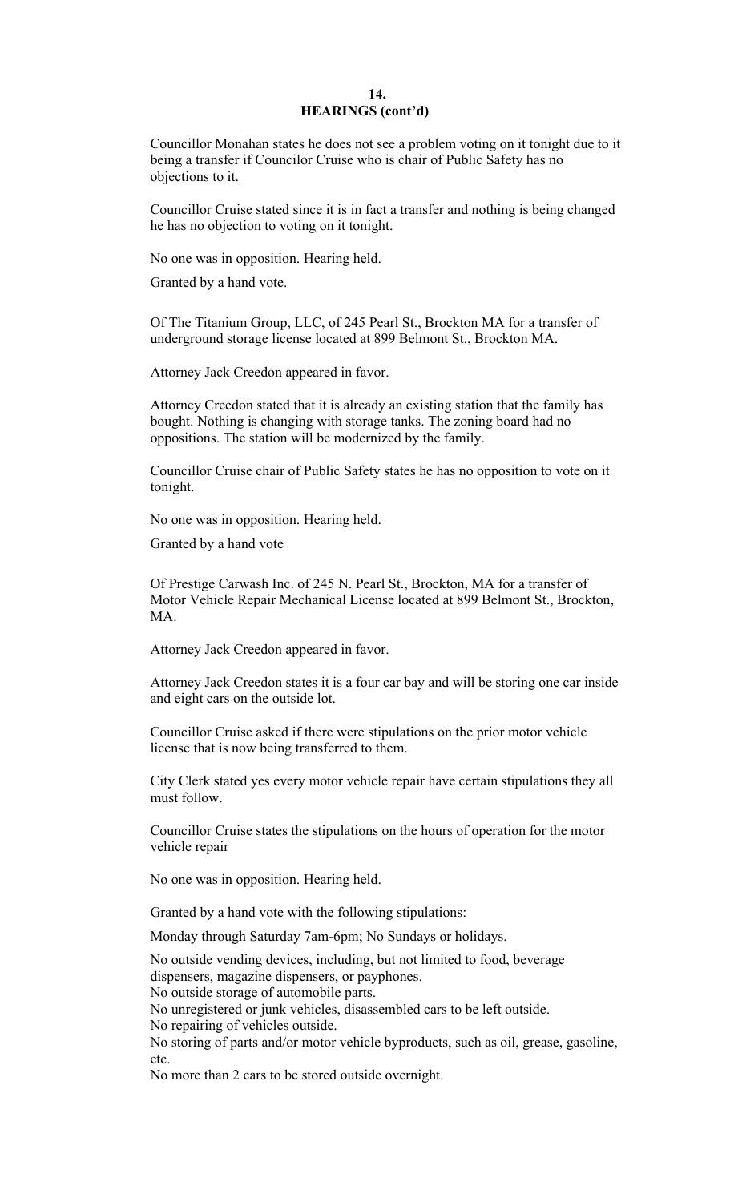## 14.
## HEARINGS (cont'd)

Councillor Monahan states he does not see a problem voting on it tonight due to it being a transfer if Councilor Cruise who is chair of Public Safety has no objections to it.

Councillor Cruise stated since it is in fact a transfer and nothing is being changed he has no objection to voting on it tonight.

No one was in opposition. Hearing held.

Granted by a hand vote.

Of The Titanium Group, LLC, of 245 Pearl St., Brockton MA for a transfer of underground storage license located at 899 Belmont St., Brockton MA.

Attorney Jack Creedon appeared in favor.

Attorney Creedon stated that it is already an existing station that the family has bought. Nothing is changing with storage tanks. The zoning board had no oppositions. The station will be modernized by the family.

Councillor Cruise chair of Public Safety states he has no opposition to vote on it tonight.

No one was in opposition. Hearing held.

Granted by a hand vote

Of Prestige Carwash Inc. of 245 N. Pearl St., Brockton, MA for a transfer of Motor Vehicle Repair Mechanical License located at 899 Belmont St., Brockton, MA.

Attorney Jack Creedon appeared in favor.

Attorney Jack Creedon states it is a four car bay and will be storing one car inside and eight cars on the outside lot.

Councillor Cruise asked if there were stipulations on the prior motor vehicle license that is now being transferred to them.

City Clerk stated yes every motor vehicle repair have certain stipulations they all must follow.

Councillor Cruise states the stipulations on the hours of operation for the motor vehicle repair

No one was in opposition. Hearing held.

Granted by a hand vote with the following stipulations:

Monday through Saturday 7am-6pm; No Sundays or holidays.

No outside vending devices, including, but not limited to food, beverage dispensers, magazine dispensers, or payphones.
No outside storage of automobile parts.
No unregistered or junk vehicles, disassembled cars to be left outside.
No repairing of vehicles outside.
No storing of parts and/or motor vehicle byproducts, such as oil, grease, gasoline, etc.
No more than 2 cars to be stored outside overnight.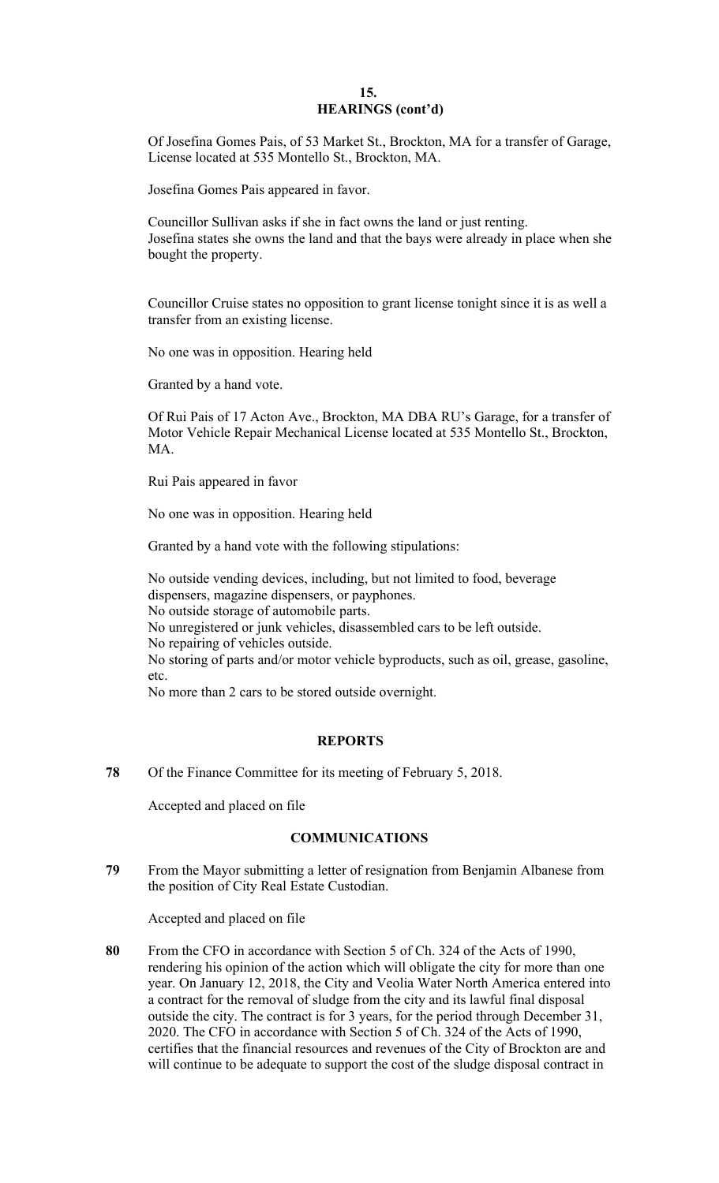## 15. HEARINGS (cont'd)

Of Josefina Gomes Pais, of 53 Market St., Brockton, MA for a transfer of Garage, License located at 535 Montello St., Brockton, MA.

Josefina Gomes Pais appeared in favor.

Councillor Sullivan asks if she in fact owns the land or just renting.
Josefina states she owns the land and that the bays were already in place when she bought the property.

Councillor Cruise states no opposition to grant license tonight since it is as well a transfer from an existing license.

No one was in opposition. Hearing held

Granted by a hand vote.

Of Rui Pais of 17 Acton Ave., Brockton, MA DBA RU's Garage, for a transfer of Motor Vehicle Repair Mechanical License located at 535 Montello St., Brockton, MA.

Rui Pais appeared in favor

No one was in opposition. Hearing held

Granted by a hand vote with the following stipulations:

No outside vending devices, including, but not limited to food, beverage dispensers, magazine dispensers, or payphones.
No outside storage of automobile parts.
No unregistered or junk vehicles, disassembled cars to be left outside.
No repairing of vehicles outside.
No storing of parts and/or motor vehicle byproducts, such as oil, grease, gasoline, etc.
No more than 2 cars to be stored outside overnight.

## REPORTS

**78** Of the Finance Committee for its meeting of February 5, 2018.

Accepted and placed on file

## COMMUNICATIONS

**79** From the Mayor submitting a letter of resignation from Benjamin Albanese from the position of City Real Estate Custodian.

Accepted and placed on file

**80** From the CFO in accordance with Section 5 of Ch. 324 of the Acts of 1990, rendering his opinion of the action which will obligate the city for more than one year. On January 12, 2018, the City and Veolia Water North America entered into a contract for the removal of sludge from the city and its lawful final disposal outside the city. The contract is for 3 years, for the period through December 31, 2020. The CFO in accordance with Section 5 of Ch. 324 of the Acts of 1990, certifies that the financial resources and revenues of the City of Brockton are and will continue to be adequate to support the cost of the sludge disposal contract in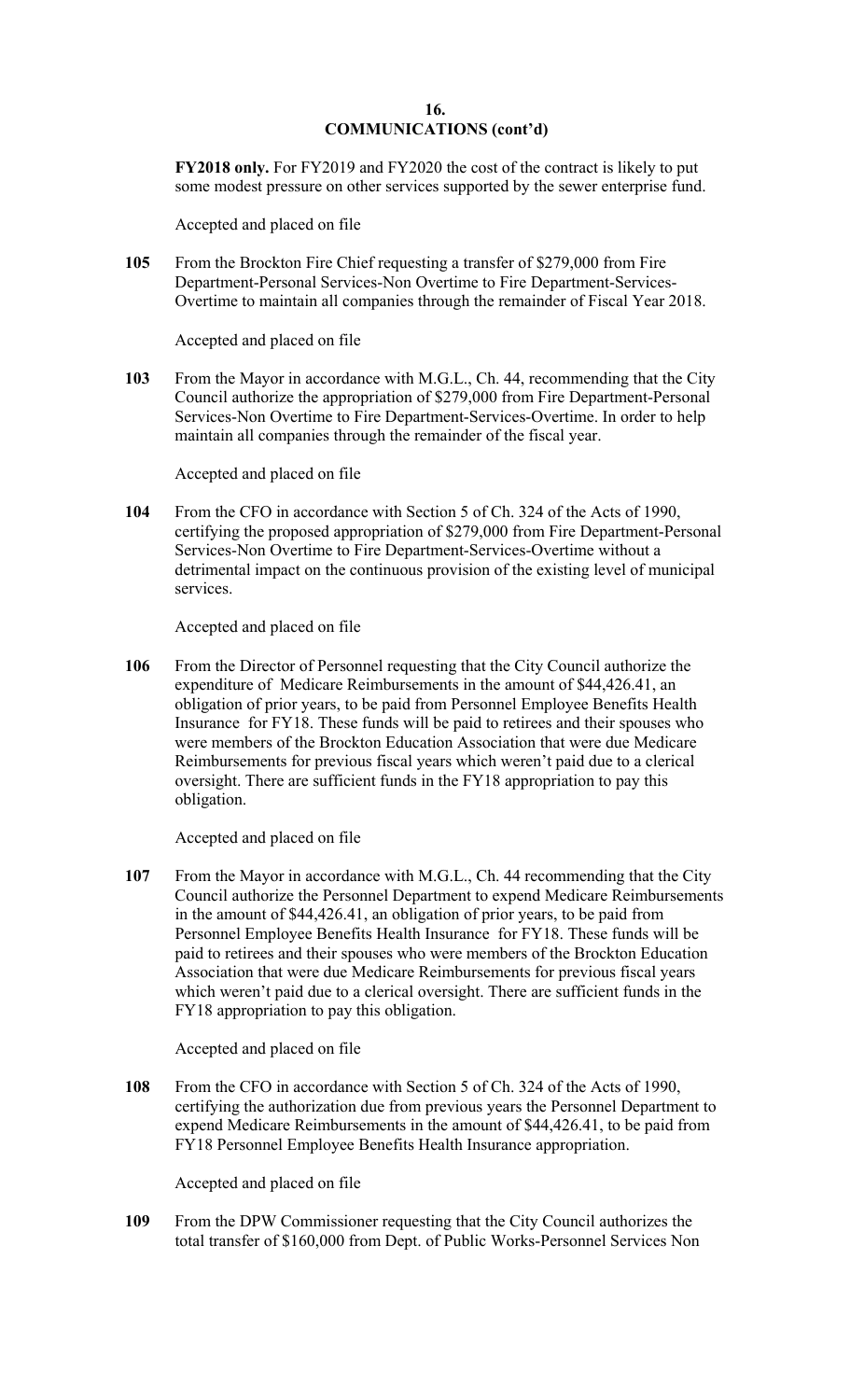## COMMUNICATIONS (cont'd)

**FY2018 only.** For FY2019 and FY2020 the cost of the contract is likely to put some modest pressure on other services supported by the sewer enterprise fund.

Accepted and placed on file

**105** From the Brockton Fire Chief requesting a transfer of $279,000 from Fire Department-Personal Services-Non Overtime to Fire Department-Services-Overtime to maintain all companies through the remainder of Fiscal Year 2018.

Accepted and placed on file

**103** From the Mayor in accordance with M.G.L., Ch. 44, recommending that the City Council authorize the appropriation of $279,000 from Fire Department-Personal Services-Non Overtime to Fire Department-Services-Overtime. In order to help maintain all companies through the remainder of the fiscal year.

Accepted and placed on file

**104** From the CFO in accordance with Section 5 of Ch. 324 of the Acts of 1990, certifying the proposed appropriation of $279,000 from Fire Department-Personal Services-Non Overtime to Fire Department-Services-Overtime without a detrimental impact on the continuous provision of the existing level of municipal services.

Accepted and placed on file

**106** From the Director of Personnel requesting that the City Council authorize the expenditure of Medicare Reimbursements in the amount of $44,426.41, an obligation of prior years, to be paid from Personnel Employee Benefits Health Insurance for FY18. These funds will be paid to retirees and their spouses who were members of the Brockton Education Association that were due Medicare Reimbursements for previous fiscal years which weren't paid due to a clerical oversight. There are sufficient funds in the FY18 appropriation to pay this obligation.

Accepted and placed on file

**107** From the Mayor in accordance with M.G.L., Ch. 44 recommending that the City Council authorize the Personnel Department to expend Medicare Reimbursements in the amount of $44,426.41, an obligation of prior years, to be paid from Personnel Employee Benefits Health Insurance for FY18. These funds will be paid to retirees and their spouses who were members of the Brockton Education Association that were due Medicare Reimbursements for previous fiscal years which weren't paid due to a clerical oversight. There are sufficient funds in the FY18 appropriation to pay this obligation.

Accepted and placed on file

**108** From the CFO in accordance with Section 5 of Ch. 324 of the Acts of 1990, certifying the authorization due from previous years the Personnel Department to expend Medicare Reimbursements in the amount of $44,426.41, to be paid from FY18 Personnel Employee Benefits Health Insurance appropriation.

Accepted and placed on file

**109** From the DPW Commissioner requesting that the City Council authorizes the total transfer of $160,000 from Dept. of Public Works-Personnel Services Non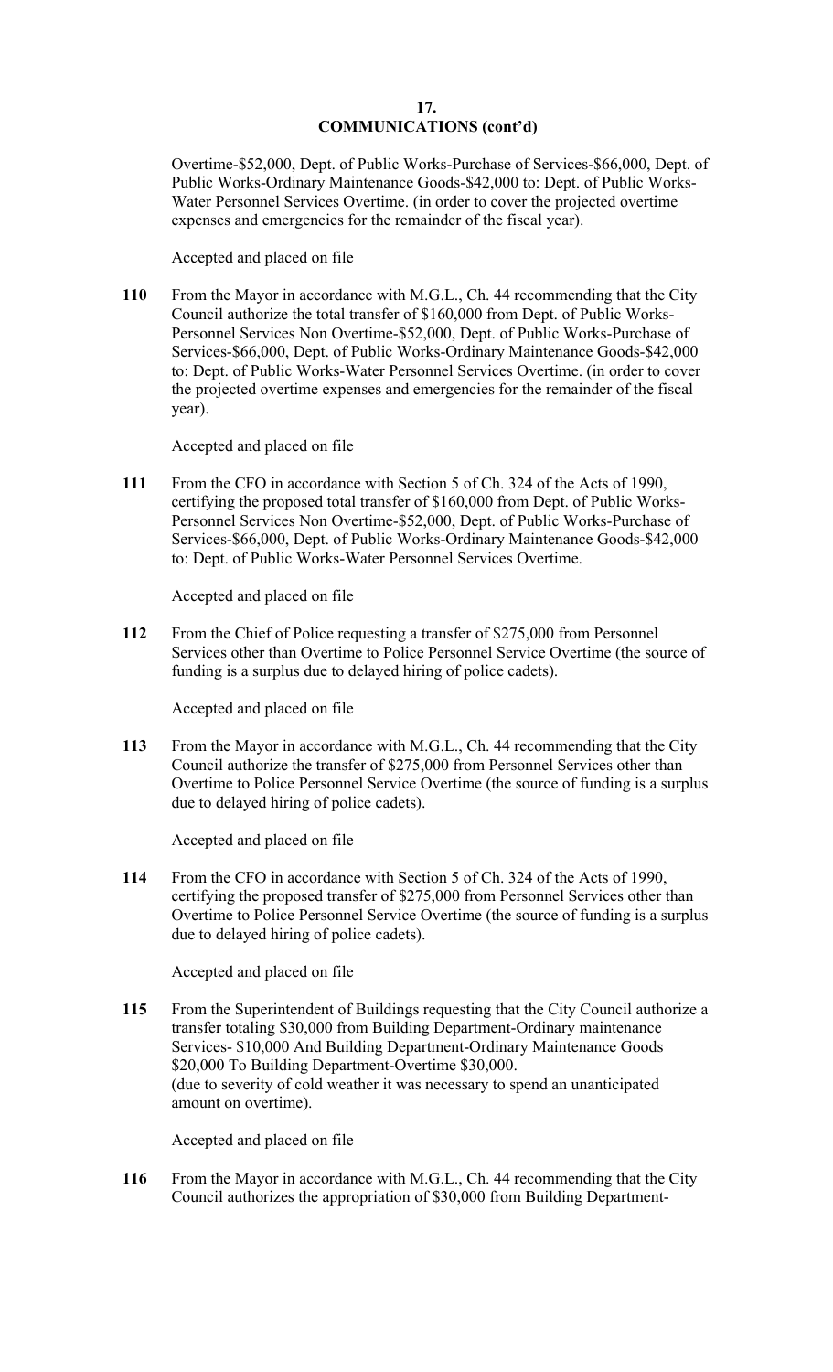## COMMUNICATIONS (cont'd)

Overtime-$52,000, Dept. of Public Works-Purchase of Services-$66,000, Dept. of Public Works-Ordinary Maintenance Goods-$42,000 to: Dept. of Public Works-Water Personnel Services Overtime. (in order to cover the projected overtime expenses and emergencies for the remainder of the fiscal year).

Accepted and placed on file

**110** From the Mayor in accordance with M.G.L., Ch. 44 recommending that the City Council authorize the total transfer of $160,000 from Dept. of Public Works-Personnel Services Non Overtime-$52,000, Dept. of Public Works-Purchase of Services-$66,000, Dept. of Public Works-Ordinary Maintenance Goods-$42,000 to: Dept. of Public Works-Water Personnel Services Overtime. (in order to cover the projected overtime expenses and emergencies for the remainder of the fiscal year).

Accepted and placed on file

**111** From the CFO in accordance with Section 5 of Ch. 324 of the Acts of 1990, certifying the proposed total transfer of $160,000 from Dept. of Public Works-Personnel Services Non Overtime-$52,000, Dept. of Public Works-Purchase of Services-$66,000, Dept. of Public Works-Ordinary Maintenance Goods-$42,000 to: Dept. of Public Works-Water Personnel Services Overtime.

Accepted and placed on file

**112** From the Chief of Police requesting a transfer of $275,000 from Personnel Services other than Overtime to Police Personnel Service Overtime (the source of funding is a surplus due to delayed hiring of police cadets).

Accepted and placed on file

**113** From the Mayor in accordance with M.G.L., Ch. 44 recommending that the City Council authorize the transfer of $275,000 from Personnel Services other than Overtime to Police Personnel Service Overtime (the source of funding is a surplus due to delayed hiring of police cadets).

Accepted and placed on file

**114** From the CFO in accordance with Section 5 of Ch. 324 of the Acts of 1990, certifying the proposed transfer of $275,000 from Personnel Services other than Overtime to Police Personnel Service Overtime (the source of funding is a surplus due to delayed hiring of police cadets).

Accepted and placed on file

**115** From the Superintendent of Buildings requesting that the City Council authorize a transfer totaling $30,000 from Building Department-Ordinary maintenance Services- $10,000 And Building Department-Ordinary Maintenance Goods $20,000 To Building Department-Overtime $30,000.
(due to severity of cold weather it was necessary to spend an unanticipated amount on overtime).

Accepted and placed on file

**116** From the Mayor in accordance with M.G.L., Ch. 44 recommending that the City Council authorizes the appropriation of $30,000 from Building Department-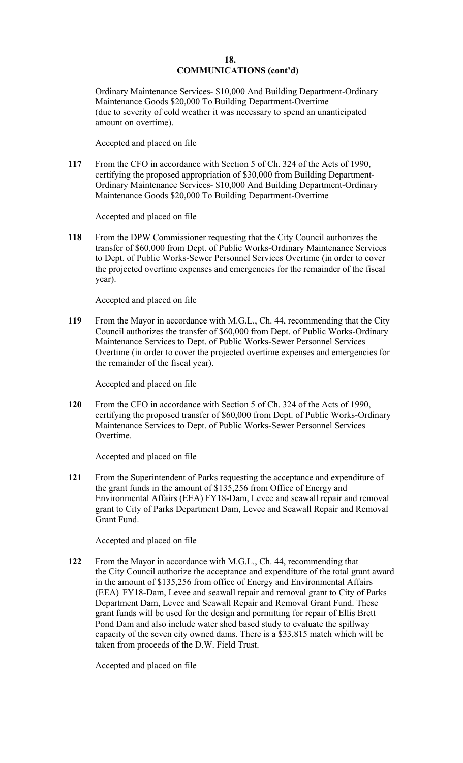## COMMUNICATIONS (cont'd)

Ordinary Maintenance Services- $10,000 And Building Department-Ordinary Maintenance Goods $20,000 To Building Department-Overtime (due to severity of cold weather it was necessary to spend an unanticipated amount on overtime).

Accepted and placed on file

**117** From the CFO in accordance with Section 5 of Ch. 324 of the Acts of 1990, certifying the proposed appropriation of $30,000 from Building Department-Ordinary Maintenance Services- $10,000 And Building Department-Ordinary Maintenance Goods $20,000 To Building Department-Overtime

Accepted and placed on file

**118** From the DPW Commissioner requesting that the City Council authorizes the transfer of $60,000 from Dept. of Public Works-Ordinary Maintenance Services to Dept. of Public Works-Sewer Personnel Services Overtime (in order to cover the projected overtime expenses and emergencies for the remainder of the fiscal year).

Accepted and placed on file

**119** From the Mayor in accordance with M.G.L., Ch. 44, recommending that the City Council authorizes the transfer of $60,000 from Dept. of Public Works-Ordinary Maintenance Services to Dept. of Public Works-Sewer Personnel Services Overtime (in order to cover the projected overtime expenses and emergencies for the remainder of the fiscal year).

Accepted and placed on file

**120** From the CFO in accordance with Section 5 of Ch. 324 of the Acts of 1990, certifying the proposed transfer of $60,000 from Dept. of Public Works-Ordinary Maintenance Services to Dept. of Public Works-Sewer Personnel Services Overtime.

Accepted and placed on file

**121** From the Superintendent of Parks requesting the acceptance and expenditure of the grant funds in the amount of $135,256 from Office of Energy and Environmental Affairs (EEA) FY18-Dam, Levee and seawall repair and removal grant to City of Parks Department Dam, Levee and Seawall Repair and Removal Grant Fund.

Accepted and placed on file

**122** From the Mayor in accordance with M.G.L., Ch. 44, recommending that the City Council authorize the acceptance and expenditure of the total grant award in the amount of $135,256 from office of Energy and Environmental Affairs (EEA) FY18-Dam, Levee and seawall repair and removal grant to City of Parks Department Dam, Levee and Seawall Repair and Removal Grant Fund. These grant funds will be used for the design and permitting for repair of Ellis Brett Pond Dam and also include water shed based study to evaluate the spillway capacity of the seven city owned dams. There is a $33,815 match which will be taken from proceeds of the D.W. Field Trust.

Accepted and placed on file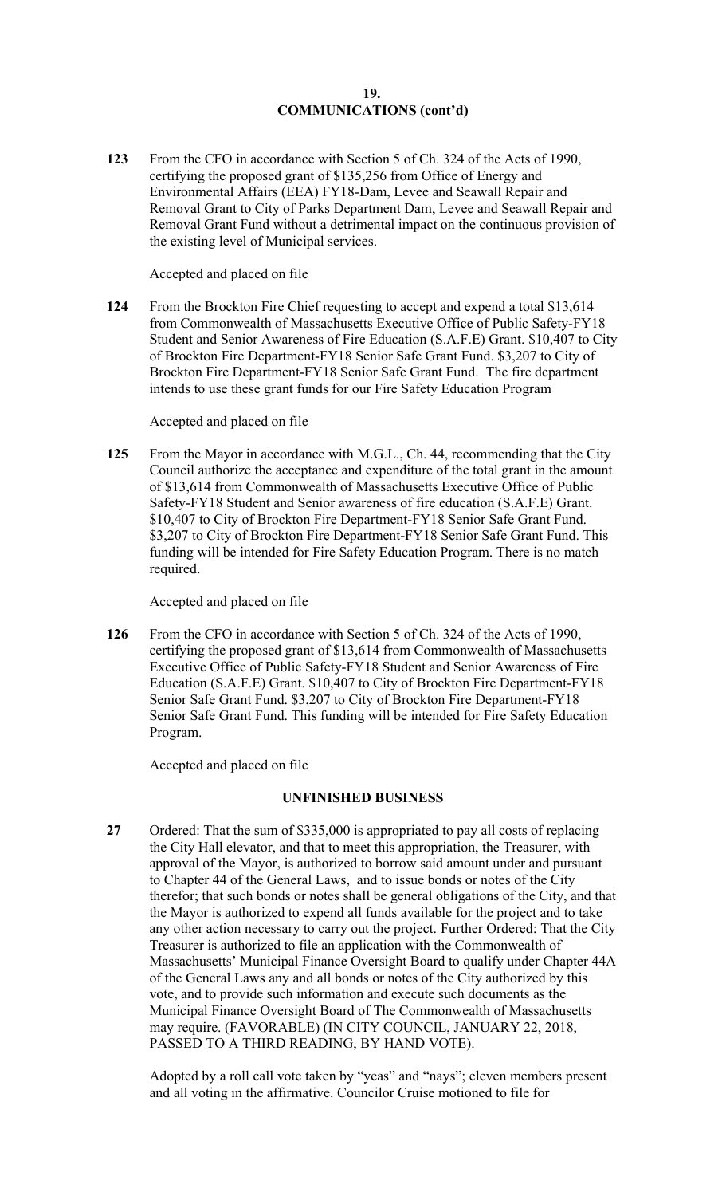## 19.
## COMMUNICATIONS (cont'd)

**123** From the CFO in accordance with Section 5 of Ch. 324 of the Acts of 1990, certifying the proposed grant of $135,256 from Office of Energy and Environmental Affairs (EEA) FY18-Dam, Levee and Seawall Repair and Removal Grant to City of Parks Department Dam, Levee and Seawall Repair and Removal Grant Fund without a detrimental impact on the continuous provision of the existing level of Municipal services.

Accepted and placed on file

**124** From the Brockton Fire Chief requesting to accept and expend a total $13,614 from Commonwealth of Massachusetts Executive Office of Public Safety-FY18 Student and Senior Awareness of Fire Education (S.A.F.E) Grant. $10,407 to City of Brockton Fire Department-FY18 Senior Safe Grant Fund. $3,207 to City of Brockton Fire Department-FY18 Senior Safe Grant Fund. The fire department intends to use these grant funds for our Fire Safety Education Program

Accepted and placed on file

**125** From the Mayor in accordance with M.G.L., Ch. 44, recommending that the City Council authorize the acceptance and expenditure of the total grant in the amount of $13,614 from Commonwealth of Massachusetts Executive Office of Public Safety-FY18 Student and Senior awareness of fire education (S.A.F.E) Grant. $10,407 to City of Brockton Fire Department-FY18 Senior Safe Grant Fund. $3,207 to City of Brockton Fire Department-FY18 Senior Safe Grant Fund. This funding will be intended for Fire Safety Education Program. There is no match required.

Accepted and placed on file

**126** From the CFO in accordance with Section 5 of Ch. 324 of the Acts of 1990, certifying the proposed grant of $13,614 from Commonwealth of Massachusetts Executive Office of Public Safety-FY18 Student and Senior Awareness of Fire Education (S.A.F.E) Grant. $10,407 to City of Brockton Fire Department-FY18 Senior Safe Grant Fund. $3,207 to City of Brockton Fire Department-FY18 Senior Safe Grant Fund. This funding will be intended for Fire Safety Education Program.

Accepted and placed on file

### UNFINISHED BUSINESS

**27** Ordered: That the sum of $335,000 is appropriated to pay all costs of replacing the City Hall elevator, and that to meet this appropriation, the Treasurer, with approval of the Mayor, is authorized to borrow said amount under and pursuant to Chapter 44 of the General Laws, and to issue bonds or notes of the City therefor; that such bonds or notes shall be general obligations of the City, and that the Mayor is authorized to expend all funds available for the project and to take any other action necessary to carry out the project. Further Ordered: That the City Treasurer is authorized to file an application with the Commonwealth of Massachusetts' Municipal Finance Oversight Board to qualify under Chapter 44A of the General Laws any and all bonds or notes of the City authorized by this vote, and to provide such information and execute such documents as the Municipal Finance Oversight Board of The Commonwealth of Massachusetts may require. (FAVORABLE) (IN CITY COUNCIL, JANUARY 22, 2018, PASSED TO A THIRD READING, BY HAND VOTE).

Adopted by a roll call vote taken by "yeas" and "nays"; eleven members present and all voting in the affirmative. Councilor Cruise motioned to file for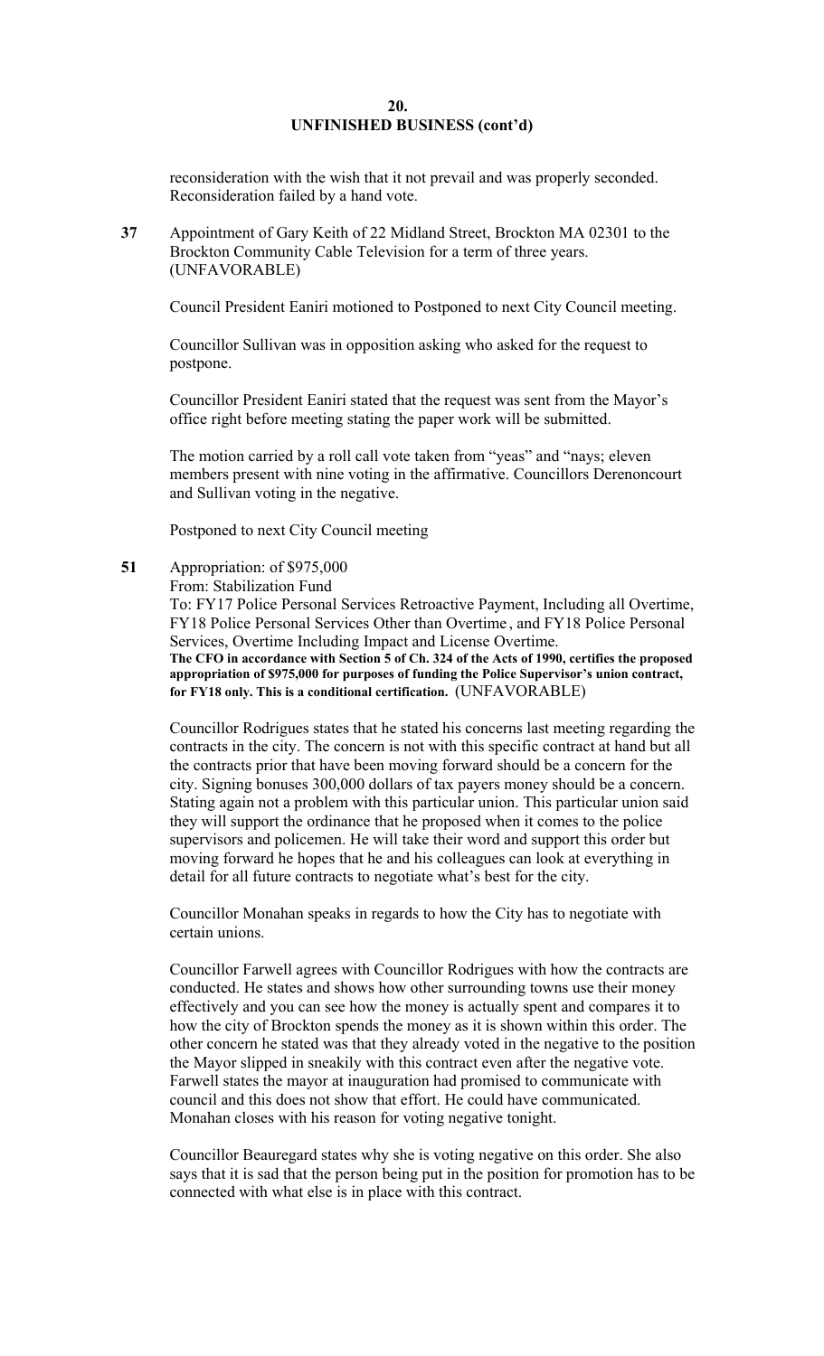## 20.
## UNFINISHED BUSINESS (cont'd)

reconsideration with the wish that it not prevail and was properly seconded. Reconsideration failed by a hand vote.

**37** Appointment of Gary Keith of 22 Midland Street, Brockton MA 02301 to the Brockton Community Cable Television for a term of three years. (UNFAVORABLE)

Council President Eaniri motioned to Postponed to next City Council meeting.

Councillor Sullivan was in opposition asking who asked for the request to postpone.

Councillor President Eaniri stated that the request was sent from the Mayor's office right before meeting stating the paper work will be submitted.

The motion carried by a roll call vote taken from "yeas" and "nays; eleven members present with nine voting in the affirmative. Councillors Derenoncourt and Sullivan voting in the negative.

Postponed to next City Council meeting

**51** Appropriation: of $975,000
From: Stabilization Fund
To: FY17 Police Personal Services Retroactive Payment, Including all Overtime, FY18 Police Personal Services Other than Overtime , and FY18 Police Personal Services, Overtime Including Impact and License Overtime.
**The CFO in accordance with Section 5 of Ch. 324 of the Acts of 1990, certifies the proposed appropriation of $975,000 for purposes of funding the Police Supervisor's union contract, for FY18 only. This is a conditional certification.** (UNFAVORABLE)

Councillor Rodrigues states that he stated his concerns last meeting regarding the contracts in the city. The concern is not with this specific contract at hand but all the contracts prior that have been moving forward should be a concern for the city. Signing bonuses 300,000 dollars of tax payers money should be a concern. Stating again not a problem with this particular union. This particular union said they will support the ordinance that he proposed when it comes to the police supervisors and policemen. He will take their word and support this order but moving forward he hopes that he and his colleagues can look at everything in detail for all future contracts to negotiate what's best for the city.

Councillor Monahan speaks in regards to how the City has to negotiate with certain unions.

Councillor Farwell agrees with Councillor Rodrigues with how the contracts are conducted. He states and shows how other surrounding towns use their money effectively and you can see how the money is actually spent and compares it to how the city of Brockton spends the money as it is shown within this order. The other concern he stated was that they already voted in the negative to the position the Mayor slipped in sneakily with this contract even after the negative vote. Farwell states the mayor at inauguration had promised to communicate with council and this does not show that effort. He could have communicated. Monahan closes with his reason for voting negative tonight.

Councillor Beauregard states why she is voting negative on this order. She also says that it is sad that the person being put in the position for promotion has to be connected with what else is in place with this contract.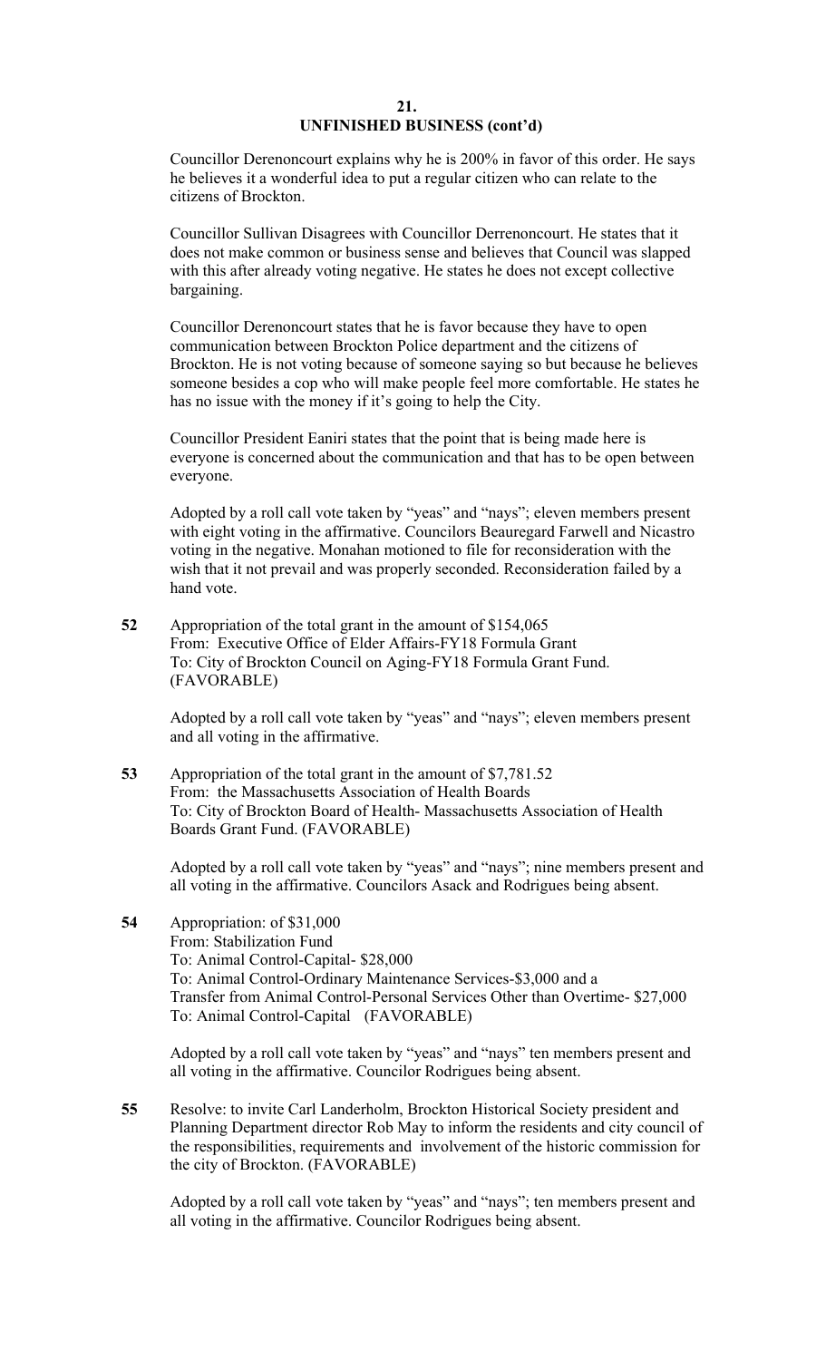## 21.
## UNFINISHED BUSINESS (cont'd)

Councillor Derenoncourt explains why he is 200% in favor of this order. He says he believes it a wonderful idea to put a regular citizen who can relate to the citizens of Brockton.

Councillor Sullivan Disagrees with Councillor Derrenoncourt. He states that it does not make common or business sense and believes that Council was slapped with this after already voting negative. He states he does not except collective bargaining.

Councillor Derenoncourt states that he is favor because they have to open communication between Brockton Police department and the citizens of Brockton. He is not voting because of someone saying so but because he believes someone besides a cop who will make people feel more comfortable. He states he has no issue with the money if it's going to help the City.

Councillor President Eaniri states that the point that is being made here is everyone is concerned about the communication and that has to be open between everyone.

Adopted by a roll call vote taken by "yeas" and "nays"; eleven members present with eight voting in the affirmative. Councilors Beauregard Farwell and Nicastro voting in the negative. Monahan motioned to file for reconsideration with the wish that it not prevail and was properly seconded. Reconsideration failed by a hand vote.

**52** Appropriation of the total grant in the amount of $154,065
From: Executive Office of Elder Affairs-FY18 Formula Grant
To: City of Brockton Council on Aging-FY18 Formula Grant Fund.
(FAVORABLE)

Adopted by a roll call vote taken by "yeas" and "nays"; eleven members present and all voting in the affirmative.

**53** Appropriation of the total grant in the amount of $7,781.52
From: the Massachusetts Association of Health Boards
To: City of Brockton Board of Health- Massachusetts Association of Health Boards Grant Fund. (FAVORABLE)

Adopted by a roll call vote taken by "yeas" and "nays"; nine members present and all voting in the affirmative. Councilors Asack and Rodrigues being absent.

**54** Appropriation: of $31,000
From: Stabilization Fund
To: Animal Control-Capital- $28,000
To: Animal Control-Ordinary Maintenance Services-$3,000 and a
Transfer from Animal Control-Personal Services Other than Overtime- $27,000
To: Animal Control-Capital (FAVORABLE)

Adopted by a roll call vote taken by "yeas" and "nays" ten members present and all voting in the affirmative. Councilor Rodrigues being absent.

**55** Resolve: to invite Carl Landerholm, Brockton Historical Society president and Planning Department director Rob May to inform the residents and city council of the responsibilities, requirements and involvement of the historic commission for the city of Brockton. (FAVORABLE)

Adopted by a roll call vote taken by "yeas" and "nays"; ten members present and all voting in the affirmative. Councilor Rodrigues being absent.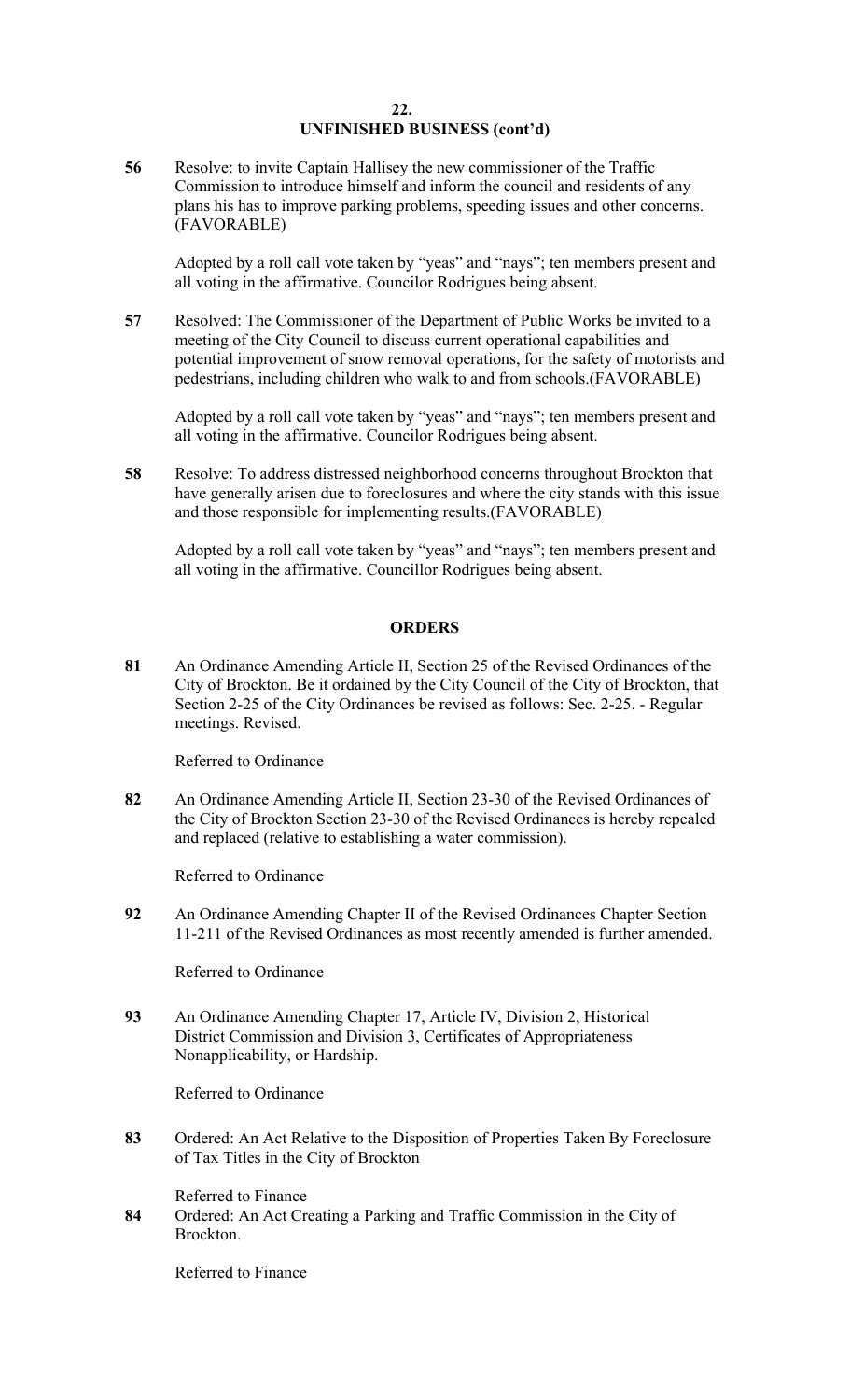**22.**

## UNFINISHED BUSINESS (cont'd)

**56** Resolve: to invite Captain Hallisey the new commissioner of the Traffic Commission to introduce himself and inform the council and residents of any plans his has to improve parking problems, speeding issues and other concerns. (FAVORABLE)

Adopted by a roll call vote taken by "yeas" and "nays"; ten members present and all voting in the affirmative. Councilor Rodrigues being absent.

**57** Resolved: The Commissioner of the Department of Public Works be invited to a meeting of the City Council to discuss current operational capabilities and potential improvement of snow removal operations, for the safety of motorists and pedestrians, including children who walk to and from schools.(FAVORABLE)

Adopted by a roll call vote taken by "yeas" and "nays"; ten members present and all voting in the affirmative. Councilor Rodrigues being absent.

**58** Resolve: To address distressed neighborhood concerns throughout Brockton that have generally arisen due to foreclosures and where the city stands with this issue and those responsible for implementing results.(FAVORABLE)

Adopted by a roll call vote taken by "yeas" and "nays"; ten members present and all voting in the affirmative. Councillor Rodrigues being absent.

## ORDERS

**81** An Ordinance Amending Article II, Section 25 of the Revised Ordinances of the City of Brockton. Be it ordained by the City Council of the City of Brockton, that Section 2-25 of the City Ordinances be revised as follows: Sec. 2-25. - Regular meetings. Revised.

Referred to Ordinance

**82** An Ordinance Amending Article II, Section 23-30 of the Revised Ordinances of the City of Brockton Section 23-30 of the Revised Ordinances is hereby repealed and replaced (relative to establishing a water commission).

Referred to Ordinance

**92** An Ordinance Amending Chapter II of the Revised Ordinances Chapter Section 11-211 of the Revised Ordinances as most recently amended is further amended.

Referred to Ordinance

**93** An Ordinance Amending Chapter 17, Article IV, Division 2, Historical District Commission and Division 3, Certificates of Appropriateness Nonapplicability, or Hardship.

Referred to Ordinance

**83** Ordered: An Act Relative to the Disposition of Properties Taken By Foreclosure of Tax Titles in the City of Brockton

Referred to Finance

**84** Ordered: An Act Creating a Parking and Traffic Commission in the City of Brockton.

Referred to Finance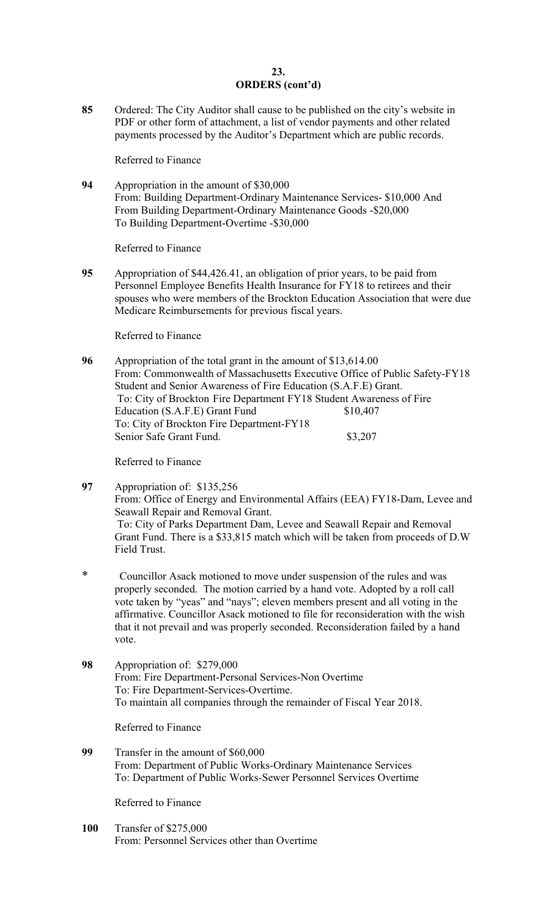**23.**

**ORDERS (cont'd)**

**85** Ordered: The City Auditor shall cause to be published on the city's website in PDF or other form of attachment, a list of vendor payments and other related payments processed by the Auditor's Department which are public records.

Referred to Finance

**94** Appropriation in the amount of $30,000
From: Building Department-Ordinary Maintenance Services- $10,000 And
From Building Department-Ordinary Maintenance Goods -$20,000
To Building Department-Overtime -$30,000

Referred to Finance

**95** Appropriation of $44,426.41, an obligation of prior years, to be paid from Personnel Employee Benefits Health Insurance for FY18 to retirees and their spouses who were members of the Brockton Education Association that were due Medicare Reimbursements for previous fiscal years.

Referred to Finance

**96** Appropriation of the total grant in the amount of $13,614.00
From: Commonwealth of Massachusetts Executive Office of Public Safety-FY18 Student and Senior Awareness of Fire Education (S.A.F.E) Grant.
To: City of Brockton Fire Department FY18 Student Awareness of Fire Education (S.A.F.E) Grant Fund $10,407
To: City of Brockton Fire Department-FY18 Senior Safe Grant Fund. $3,207

Referred to Finance

**97** Appropriation of: $135,256
From: Office of Energy and Environmental Affairs (EEA) FY18-Dam, Levee and Seawall Repair and Removal Grant.
To: City of Parks Department Dam, Levee and Seawall Repair and Removal Grant Fund. There is a $33,815 match which will be taken from proceeds of D.W Field Trust.

\* Councillor Asack motioned to move under suspension of the rules and was properly seconded. The motion carried by a hand vote. Adopted by a roll call vote taken by "yeas" and "nays"; eleven members present and all voting in the affirmative. Councillor Asack motioned to file for reconsideration with the wish that it not prevail and was properly seconded. Reconsideration failed by a hand vote.

**98** Appropriation of: $279,000
From: Fire Department-Personal Services-Non Overtime
To: Fire Department-Services-Overtime.
To maintain all companies through the remainder of Fiscal Year 2018.

Referred to Finance

**99** Transfer in the amount of $60,000
From: Department of Public Works-Ordinary Maintenance Services
To: Department of Public Works-Sewer Personnel Services Overtime

Referred to Finance

**100** Transfer of $275,000
From: Personnel Services other than Overtime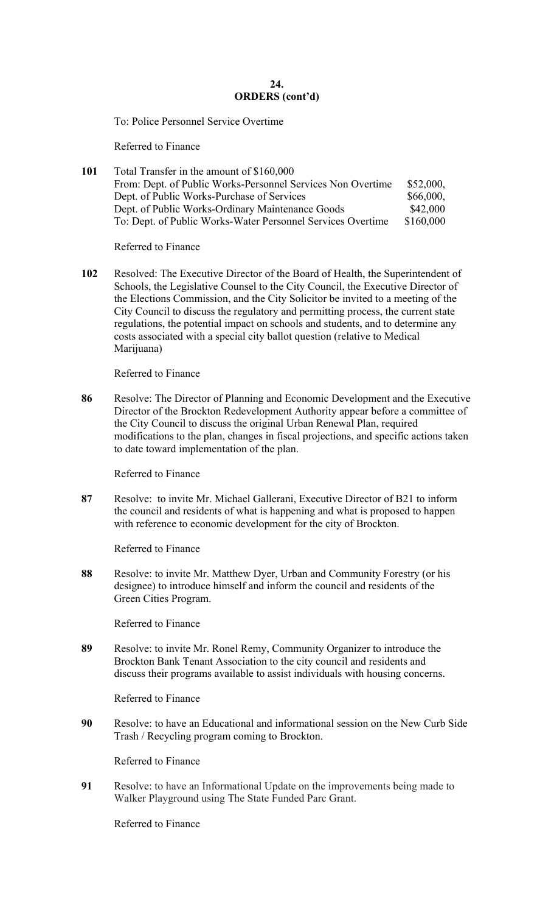**24.**

**ORDERS (cont'd)**

To: Police Personnel Service Overtime

Referred to Finance

**101** Total Transfer in the amount of $160,000
From: Dept. of Public Works-Personnel Services Non Overtime $52,000,
Dept. of Public Works-Purchase of Services $66,000,
Dept. of Public Works-Ordinary Maintenance Goods $42,000
To: Dept. of Public Works-Water Personnel Services Overtime $160,000

Referred to Finance

**102** Resolved: The Executive Director of the Board of Health, the Superintendent of Schools, the Legislative Counsel to the City Council, the Executive Director of the Elections Commission, and the City Solicitor be invited to a meeting of the City Council to discuss the regulatory and permitting process, the current state regulations, the potential impact on schools and students, and to determine any costs associated with a special city ballot question (relative to Medical Marijuana)

Referred to Finance

**86** Resolve: The Director of Planning and Economic Development and the Executive Director of the Brockton Redevelopment Authority appear before a committee of the City Council to discuss the original Urban Renewal Plan, required modifications to the plan, changes in fiscal projections, and specific actions taken to date toward implementation of the plan.

Referred to Finance

**87** Resolve: to invite Mr. Michael Gallerani, Executive Director of B21 to inform the council and residents of what is happening and what is proposed to happen with reference to economic development for the city of Brockton.

Referred to Finance

**88** Resolve: to invite Mr. Matthew Dyer, Urban and Community Forestry (or his designee) to introduce himself and inform the council and residents of the Green Cities Program.

Referred to Finance

**89** Resolve: to invite Mr. Ronel Remy, Community Organizer to introduce the Brockton Bank Tenant Association to the city council and residents and discuss their programs available to assist individuals with housing concerns.

Referred to Finance

**90** Resolve: to have an Educational and informational session on the New Curb Side Trash / Recycling program coming to Brockton.

Referred to Finance

**91** Resolve: to have an Informational Update on the improvements being made to Walker Playground using The State Funded Parc Grant.

Referred to Finance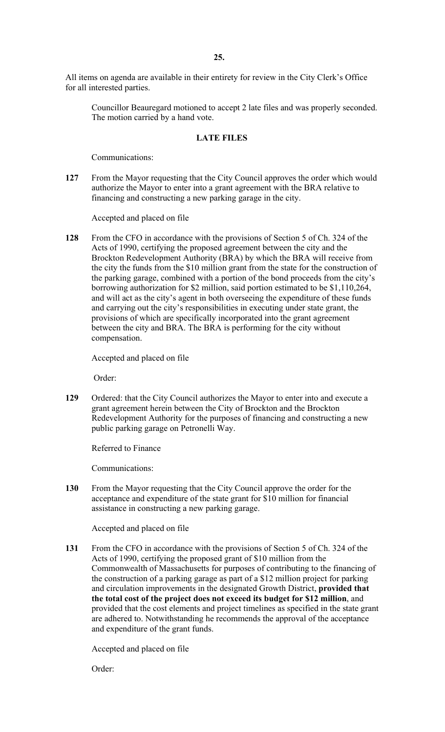All items on agenda are available in their entirety for review in the City Clerk's Office for all interested parties.

Councillor Beauregard motioned to accept 2 late files and was properly seconded. The motion carried by a hand vote.

## LATE FILES

Communications:

**127** From the Mayor requesting that the City Council approves the order which would authorize the Mayor to enter into a grant agreement with the BRA relative to financing and constructing a new parking garage in the city.

Accepted and placed on file

**128** From the CFO in accordance with the provisions of Section 5 of Ch. 324 of the Acts of 1990, certifying the proposed agreement between the city and the Brockton Redevelopment Authority (BRA) by which the BRA will receive from the city the funds from the $10 million grant from the state for the construction of the parking garage, combined with a portion of the bond proceeds from the city's borrowing authorization for $2 million, said portion estimated to be $1,110,264, and will act as the city's agent in both overseeing the expenditure of these funds and carrying out the city's responsibilities in executing under state grant, the provisions of which are specifically incorporated into the grant agreement between the city and BRA. The BRA is performing for the city without compensation.

Accepted and placed on file

Order:

**129** Ordered: that the City Council authorizes the Mayor to enter into and execute a grant agreement herein between the City of Brockton and the Brockton Redevelopment Authority for the purposes of financing and constructing a new public parking garage on Petronelli Way.

Referred to Finance

Communications:

**130** From the Mayor requesting that the City Council approve the order for the acceptance and expenditure of the state grant for $10 million for financial assistance in constructing a new parking garage.

Accepted and placed on file

**131** From the CFO in accordance with the provisions of Section 5 of Ch. 324 of the Acts of 1990, certifying the proposed grant of $10 million from the Commonwealth of Massachusetts for purposes of contributing to the financing of the construction of a parking garage as part of a $12 million project for parking and circulation improvements in the designated Growth District, **provided that the total cost of the project does not exceed its budget for $12 million**, and provided that the cost elements and project timelines as specified in the state grant are adhered to. Notwithstanding he recommends the approval of the acceptance and expenditure of the grant funds.

Accepted and placed on file

Order: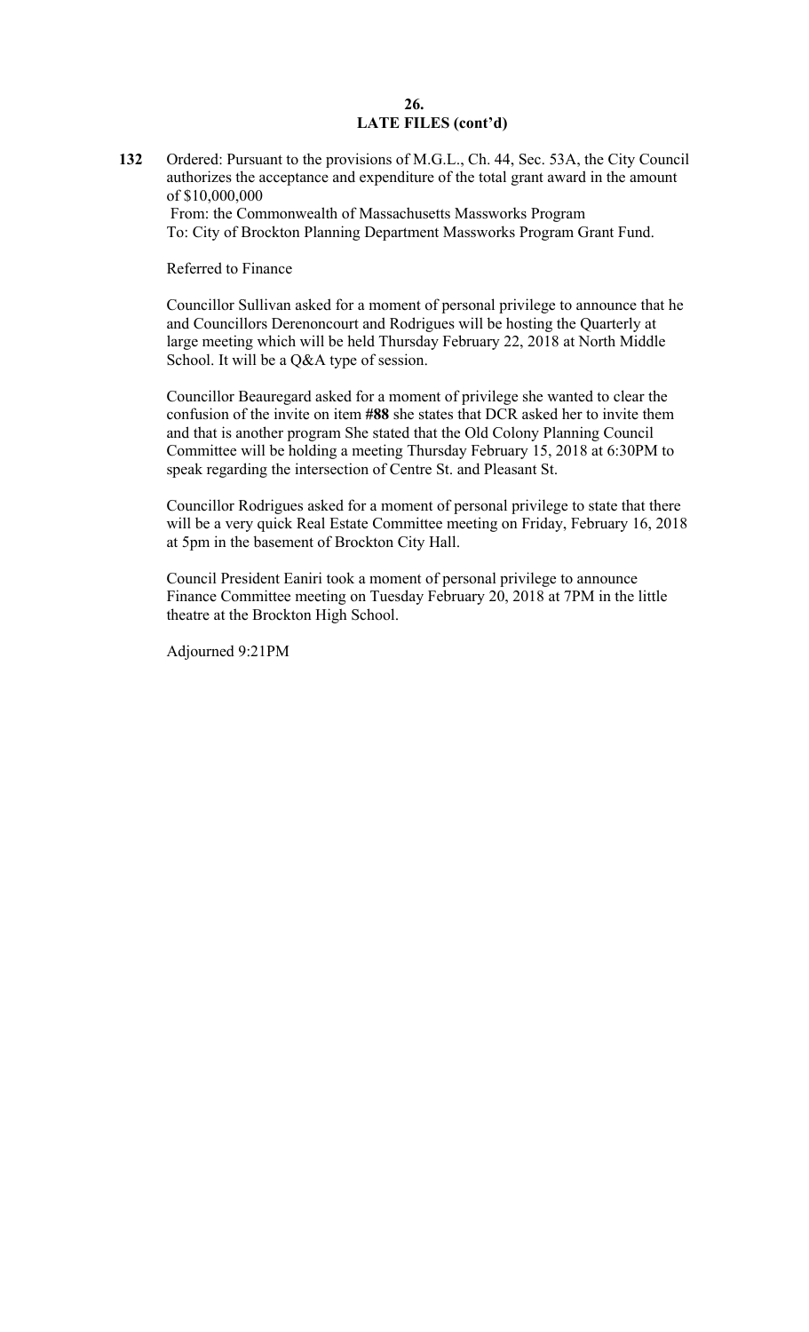**26.**
**LATE FILES (cont'd)**

**132** Ordered: Pursuant to the provisions of M.G.L., Ch. 44, Sec. 53A, the City Council authorizes the acceptance and expenditure of the total grant award in the amount of $10,000,000
From: the Commonwealth of Massachusetts Massworks Program
To: City of Brockton Planning Department Massworks Program Grant Fund.

Referred to Finance

Councillor Sullivan asked for a moment of personal privilege to announce that he and Councillors Derenoncourt and Rodrigues will be hosting the Quarterly at large meeting which will be held Thursday February 22, 2018 at North Middle School. It will be a Q&A type of session.

Councillor Beauregard asked for a moment of privilege she wanted to clear the confusion of the invite on item **#88** she states that DCR asked her to invite them and that is another program She stated that the Old Colony Planning Council Committee will be holding a meeting Thursday February 15, 2018 at 6:30PM to speak regarding the intersection of Centre St. and Pleasant St.

Councillor Rodrigues asked for a moment of personal privilege to state that there will be a very quick Real Estate Committee meeting on Friday, February 16, 2018 at 5pm in the basement of Brockton City Hall.

Council President Eaniri took a moment of personal privilege to announce Finance Committee meeting on Tuesday February 20, 2018 at 7PM in the little theatre at the Brockton High School.

Adjourned 9:21PM